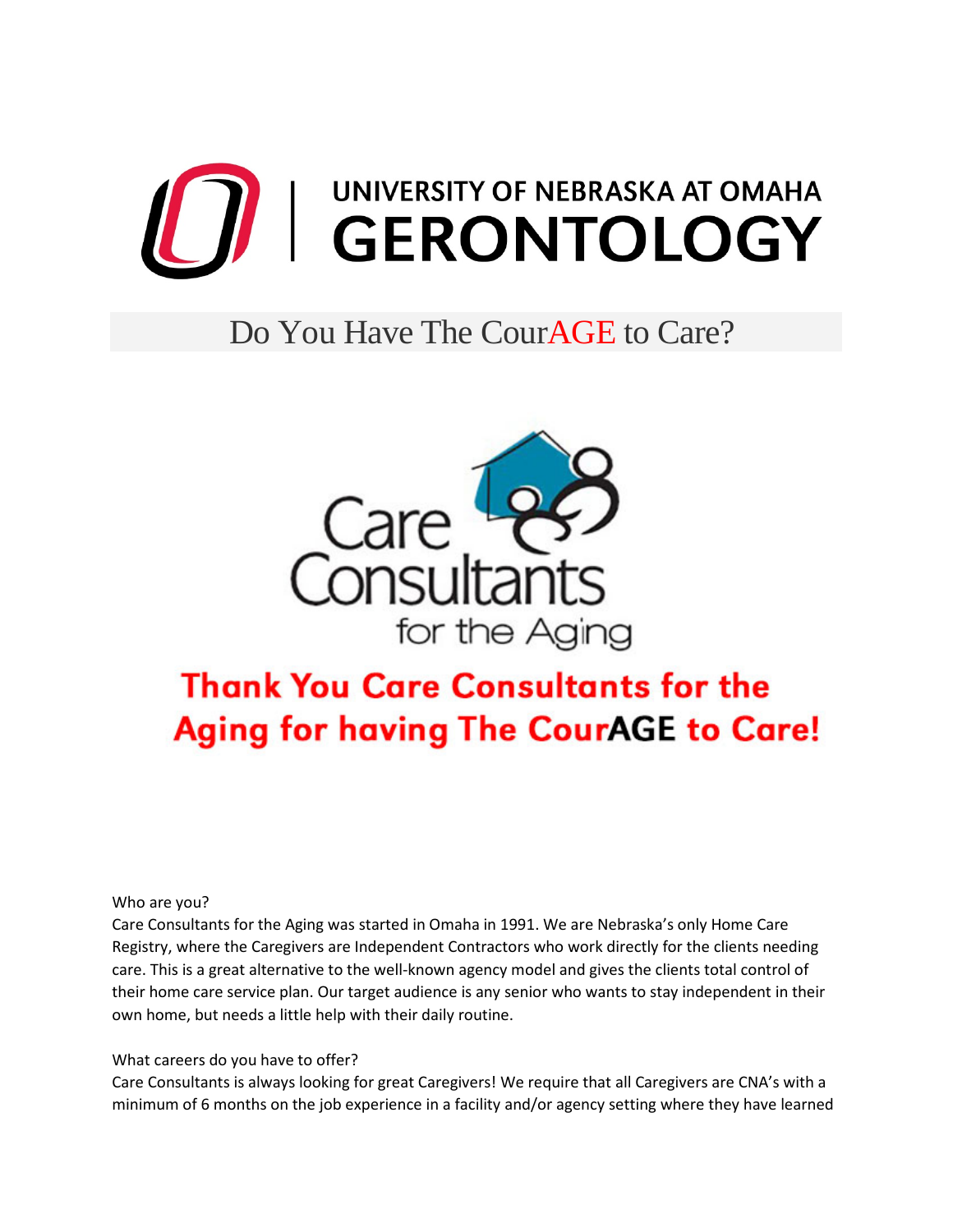# UNIVERSITY OF NEBRASKA AT OMAHA GERONTOLOGY

## Do You Have The CourAGE to Care?

Care Consultants for the Aging

## Thank You Care Consultants for the Aging for having The CourAGE to Care!

Who are you?
Care Consultants for the Aging was started in Omaha in 1991. We are Nebraska's only Home Care Registry, where the Caregivers are Independent Contractors who work directly for the clients needing care. This is a great alternative to the well-known agency model and gives the clients total control of their home care service plan. Our target audience is any senior who wants to stay independent in their own home, but needs a little help with their daily routine.

What careers do you have to offer?
Care Consultants is always looking for great Caregivers! We require that all Caregivers are CNA's with a minimum of 6 months on the job experience in a facility and/or agency setting where they have learned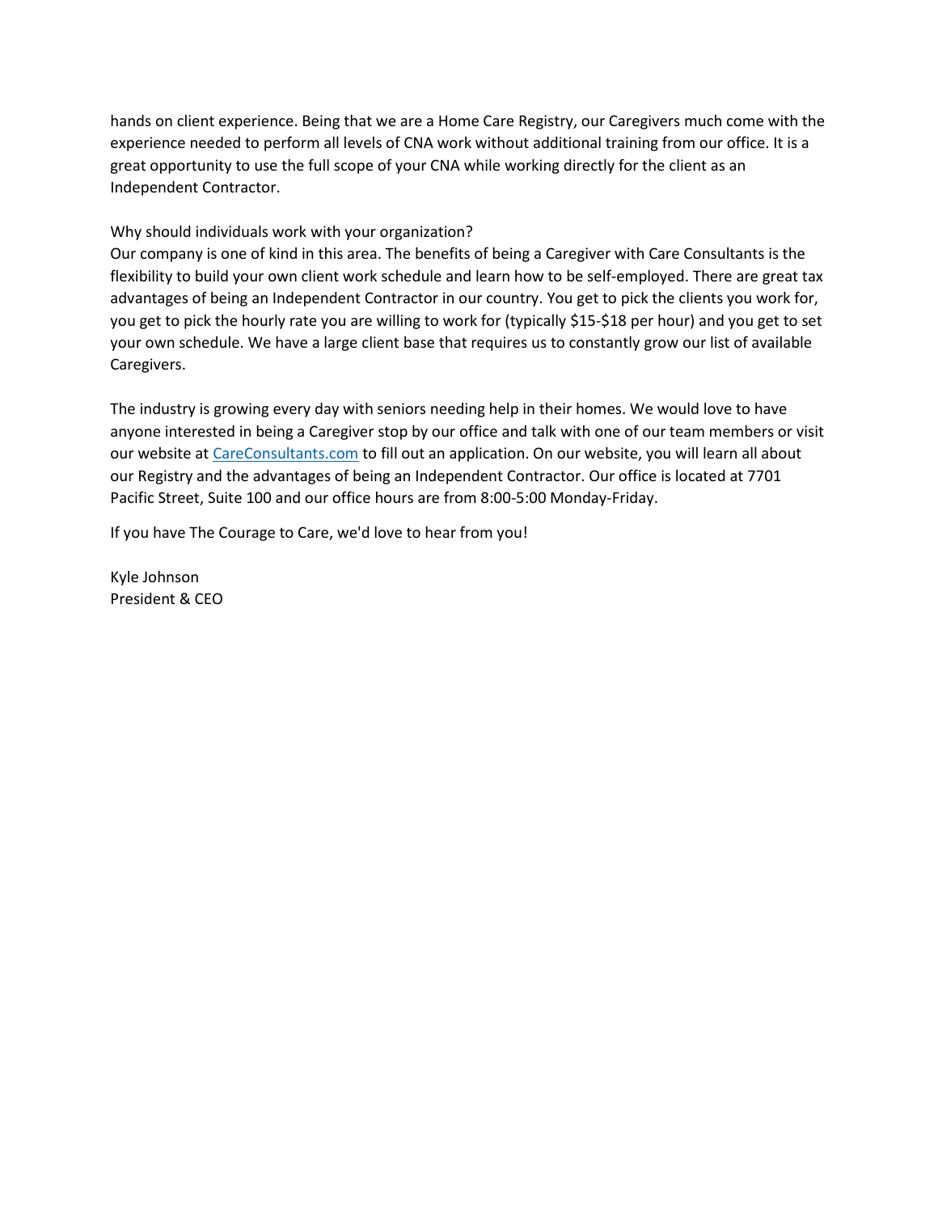hands on client experience. Being that we are a Home Care Registry, our Caregivers much come with the experience needed to perform all levels of CNA work without additional training from our office. It is a great opportunity to use the full scope of your CNA while working directly for the client as an Independent Contractor.

Why should individuals work with your organization?
Our company is one of kind in this area. The benefits of being a Caregiver with Care Consultants is the flexibility to build your own client work schedule and learn how to be self-employed. There are great tax advantages of being an Independent Contractor in our country. You get to pick the clients you work for, you get to pick the hourly rate you are willing to work for (typically $15-$18 per hour) and you get to set your own schedule. We have a large client base that requires us to constantly grow our list of available Caregivers.

The industry is growing every day with seniors needing help in their homes. We would love to have anyone interested in being a Caregiver stop by our office and talk with one of our team members or visit our website at [CareConsultants.com](CareConsultants.com) to fill out an application. On our website, you will learn all about our Registry and the advantages of being an Independent Contractor. Our office is located at 7701 Pacific Street, Suite 100 and our office hours are from 8:00-5:00 Monday-Friday.

If you have The Courage to Care, we'd love to hear from you!

Kyle Johnson
President & CEO